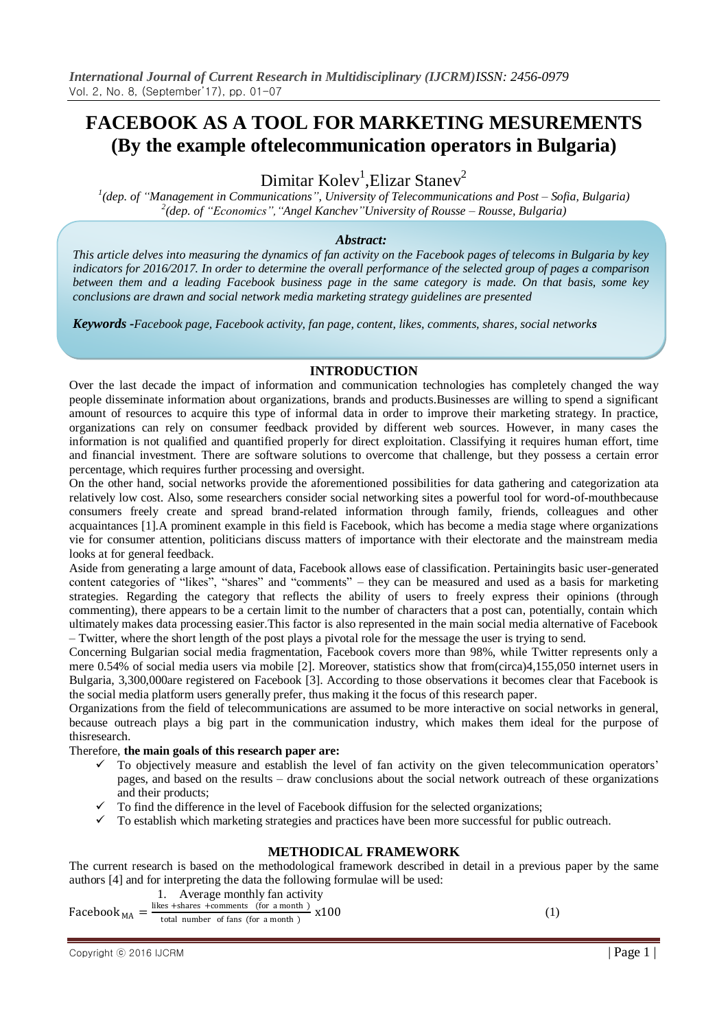# FACEBOOK AS A TOOL FOR MARKETING MESUREMENTS (By the example oftelecommunication operators in Bulgaria)

Dimitar Kolev[1],Elizar Stanev[2]

[1](dep. of "Management in Communications", University of Telecommunications and Post – Sofia, Bulgaria)
[2](dep. of "Economics","Angel Kanchev"University of Rousse – Rousse, Bulgaria)

***Abstract:***

*This article delves into measuring the dynamics of fan activity on the Facebook pages of telecoms in Bulgaria by key indicators for 2016/2017. In order to determine the overall performance of the selected group of pages a comparison between them and a leading Facebook business page in the same category is made. On that basis, some key conclusions are drawn and social network media marketing strategy guidelines are presented*

***Keywords -****Facebook page, Facebook activity, fan page, content, likes, comments, shares, social networks*

## INTRODUCTION

Over the last decade the impact of information and communication technologies has completely changed the way people disseminate information about organizations, brands and products.Businesses are willing to spend a significant amount of resources to acquire this type of informal data in order to improve their marketing strategy. In practice, organizations can rely on consumer feedback provided by different web sources. However, in many cases the information is not qualified and quantified properly for direct exploitation. Classifying it requires human effort, time and financial investment. There are software solutions to overcome that challenge, but they possess a certain error percentage, which requires further processing and oversight.

On the other hand, social networks provide the aforementioned possibilities for data gathering and categorization ata relatively low cost. Also, some researchers consider social networking sites a powerful tool for word-of-mouthbecause consumers freely create and spread brand-related information through family, friends, colleagues and other acquaintances [1].A prominent example in this field is Facebook, which has become a media stage where organizations vie for consumer attention, politicians discuss matters of importance with their electorate and the mainstream media looks at for general feedback.

Aside from generating a large amount of data, Facebook allows ease of classification. Pertainingits basic user-generated content categories of "likes", "shares" and "comments" – they can be measured and used as a basis for marketing strategies. Regarding the category that reflects the ability of users to freely express their opinions (through commenting), there appears to be a certain limit to the number of characters that a post can, potentially, contain which ultimately makes data processing easier.This factor is also represented in the main social media alternative of Facebook – Twitter, where the short length of the post plays a pivotal role for the message the user is trying to send.

Concerning Bulgarian social media fragmentation, Facebook covers more than 98%, while Twitter represents only a mere 0.54% of social media users via mobile [2]. Moreover, statistics show that from(circa)4,155,050 internet users in Bulgaria, 3,300,000are registered on Facebook [3]. According to those observations it becomes clear that Facebook is the social media platform users generally prefer, thus making it the focus of this research paper.

Organizations from the field of telecommunications are assumed to be more interactive on social networks in general, because outreach plays a big part in the communication industry, which makes them ideal for the purpose of thisresearch.

Therefore, **the main goals of this research paper are:**

- To objectively measure and establish the level of fan activity on the given telecommunication operators' pages, and based on the results – draw conclusions about the social network outreach of these organizations and their products;
- To find the difference in the level of Facebook diffusion for the selected organizations;
- To establish which marketing strategies and practices have been more successful for public outreach.

## METHODICAL FRAMEWORK

The current research is based on the methodological framework described in detail in a previous paper by the same authors [4] and for interpreting the data the following formulae will be used:

1. Average monthly fan activity

$$\text{Facebook}_{\text{MA}} = \frac{\text{likes + shares + comments (for a month)}}{\text{total number of fans (for a month)}} \text{x}100 \quad (1)$$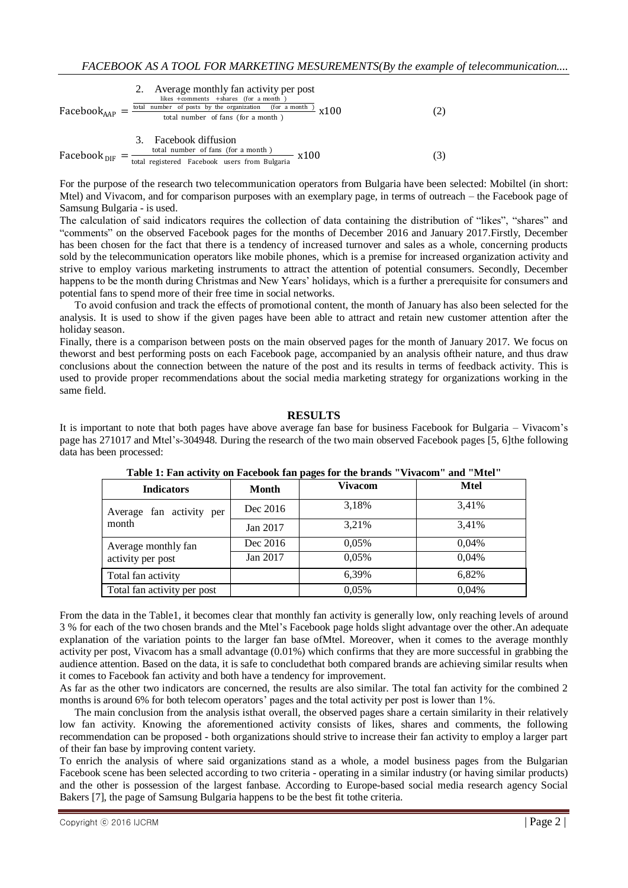2. Average monthly fan activity per post

$$\text{Facebook}_{\text{AAP}} = \frac{\frac{\text{likes + comments + shares (for a month)}}{\text{total number of posts by the organization (for a month)}}}{\text{total number of fans (for a month)}} \text{x}100 \qquad (2)$$

3. Facebook diffusion

$$\text{Facebook}_{\text{DIF}} = \frac{\text{total number of fans (for a month)}}{\text{total registered Facebook users from Bulgaria}} \text{x}100 \qquad (3)$$

For the purpose of the research two telecommunication operators from Bulgaria have been selected: Mobiltel (in short: Mtel) and Vivacom, and for comparison purposes with an exemplary page, in terms of outreach – the Facebook page of Samsung Bulgaria - is used.

The calculation of said indicators requires the collection of data containing the distribution of "likes", "shares" and "comments" on the observed Facebook pages for the months of December 2016 and January 2017.Firstly, December has been chosen for the fact that there is a tendency of increased turnover and sales as a whole, concerning products sold by the telecommunication operators like mobile phones, which is a premise for increased organization activity and strive to employ various marketing instruments to attract the attention of potential consumers. Secondly, December happens to be the month during Christmas and New Years' holidays, which is a further a prerequisite for consumers and potential fans to spend more of their free time in social networks.

To avoid confusion and track the effects of promotional content, the month of January has also been selected for the analysis. It is used to show if the given pages have been able to attract and retain new customer attention after the holiday season.

Finally, there is a comparison between posts on the main observed pages for the month of January 2017. We focus on theworst and best performing posts on each Facebook page, accompanied by an analysis oftheir nature, and thus draw conclusions about the connection between the nature of the post and its results in terms of feedback activity. This is used to provide proper recommendations about the social media marketing strategy for organizations working in the same field.

## RESULTS

It is important to note that both pages have above average fan base for business Facebook for Bulgaria – Vivacom's page has 271017 and Mtel's-304948. During the research of the two main observed Facebook pages [5, 6]the following data has been processed:

**Table 1: Fan activity on Facebook fan pages for the brands "Vivacom" and "Mtel"**

| Indicators | Month | Vivacom | Mtel |
|---|---|---|---|
| Average fan activity per month | Dec 2016 | 3,18% | 3,41% |
| | Jan 2017 | 3,21% | 3,41% |
| Average monthly fan activity per post | Dec 2016 | 0,05% | 0,04% |
| | Jan 2017 | 0,05% | 0,04% |
| Total fan activity | | 6,39% | 6,82% |
| Total fan activity per post | | 0,05% | 0,04% |

From the data in the Table1, it becomes clear that monthly fan activity is generally low, only reaching levels of around 3 % for each of the two chosen brands and the Mtel's Facebook page holds slight advantage over the other.An adequate explanation of the variation points to the larger fan base ofMtel. Moreover, when it comes to the average monthly activity per post, Vivacom has a small advantage (0.01%) which confirms that they are more successful in grabbing the audience attention. Based on the data, it is safe to concludethat both compared brands are achieving similar results when it comes to Facebook fan activity and both have a tendency for improvement.

As far as the other two indicators are concerned, the results are also similar. The total fan activity for the combined 2 months is around 6% for both telecom operators' pages and the total activity per post is lower than 1%.

The main conclusion from the analysis isthat overall, the observed pages share a certain similarity in their relatively low fan activity. Knowing the aforementioned activity consists of likes, shares and comments, the following recommendation can be proposed - both organizations should strive to increase their fan activity to employ a larger part of their fan base by improving content variety.

To enrich the analysis of where said organizations stand as a whole, a model business pages from the Bulgarian Facebook scene has been selected according to two criteria - operating in a similar industry (or having similar products) and the other is possession of the largest fanbase. According to Europe-based social media research agency Social Bakers [7], the page of Samsung Bulgaria happens to be the best fit tothe criteria.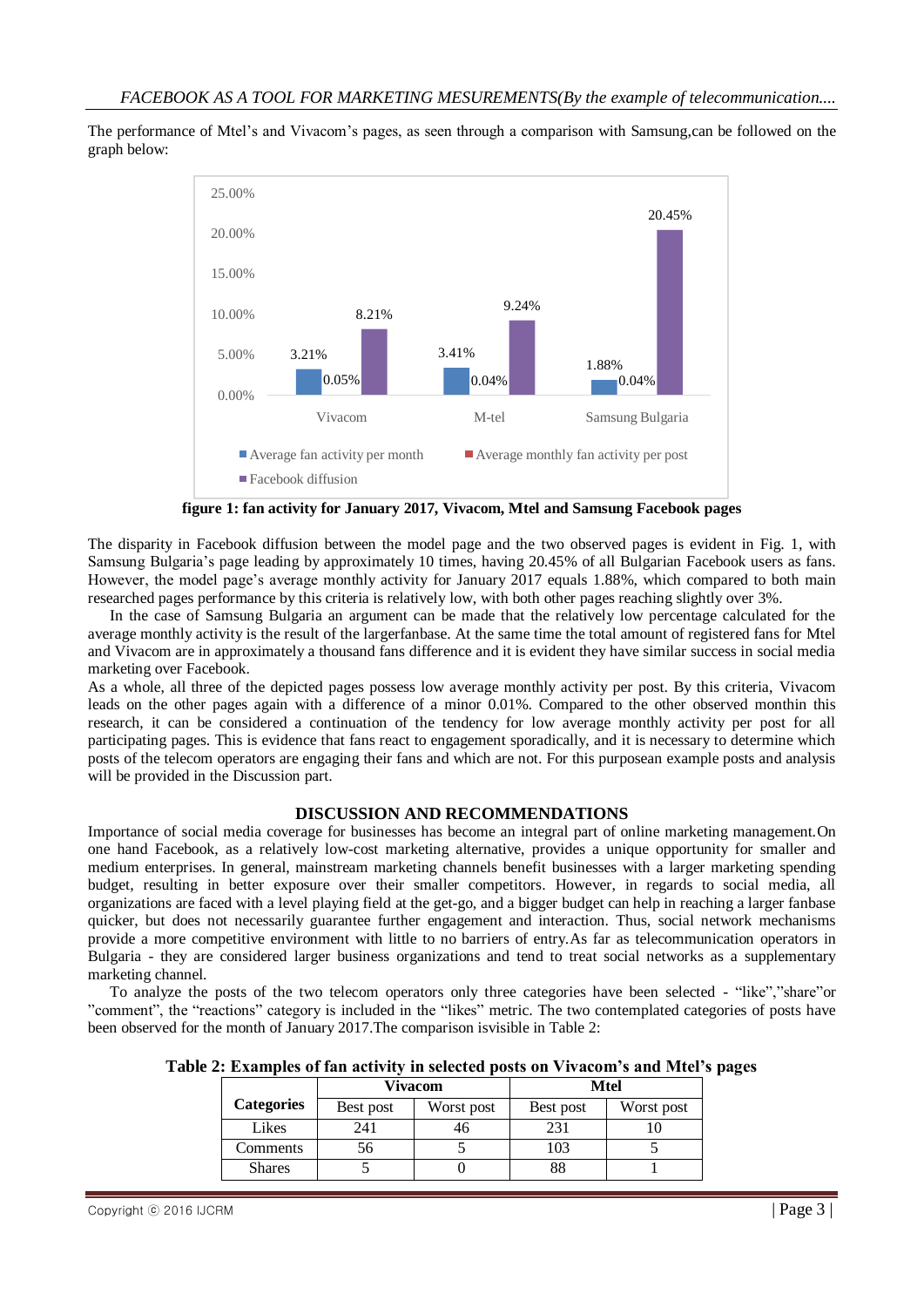The performance of Mtel's and Vivacom's pages, as seen through a comparison with Samsung,can be followed on the graph below:

**figure 1: fan activity for January 2017, Vivacom, Mtel and Samsung Facebook pages**

The disparity in Facebook diffusion between the model page and the two observed pages is evident in Fig. 1, with Samsung Bulgaria's page leading by approximately 10 times, having 20.45% of all Bulgarian Facebook users as fans. However, the model page's average monthly activity for January 2017 equals 1.88%, which compared to both main researched pages performance by this criteria is relatively low, with both other pages reaching slightly over 3%.

In the case of Samsung Bulgaria an argument can be made that the relatively low percentage calculated for the average monthly activity is the result of the largerfanbase. At the same time the total amount of registered fans for Mtel and Vivacom are in approximately a thousand fans difference and it is evident they have similar success in social media marketing over Facebook.

As a whole, all three of the depicted pages possess low average monthly activity per post. By this criteria, Vivacom leads on the other pages again with a difference of a minor 0.01%. Compared to the other observed monthin this research, it can be considered a continuation of the tendency for low average monthly activity per post for all participating pages. This is evidence that fans react to engagement sporadically, and it is necessary to determine which posts of the telecom operators are engaging their fans and which are not. For this purposean example posts and analysis will be provided in the Discussion part.

## DISCUSSION AND RECOMMENDATIONS

Importance of social media coverage for businesses has become an integral part of online marketing management.On one hand Facebook, as a relatively low-cost marketing alternative, provides a unique opportunity for smaller and medium enterprises. In general, mainstream marketing channels benefit businesses with a larger marketing spending budget, resulting in better exposure over their smaller competitors. However, in regards to social media, all organizations are faced with a level playing field at the get-go, and a bigger budget can help in reaching a larger fanbase quicker, but does not necessarily guarantee further engagement and interaction. Thus, social network mechanisms provide a more competitive environment with little to no barriers of entry.As far as telecommunication operators in Bulgaria - they are considered larger business organizations and tend to treat social networks as a supplementary marketing channel.

To analyze the posts of the two telecom operators only three categories have been selected - "like","share"or "comment", the "reactions" category is included in the "likes" metric. The two contemplated categories of posts have been observed for the month of January 2017.The comparison isvisible in Table 2:

**Table 2: Examples of fan activity in selected posts on Vivacom's and Mtel's pages**

| Categories | Vivacom | | Mtel | |
|---|---|---|---|---|
| | Best post | Worst post | Best post | Worst post |
| Likes | 241 | 46 | 231 | 10 |
| Comments | 56 | 5 | 103 | 5 |
| Shares | 5 | 0 | 88 | 1 |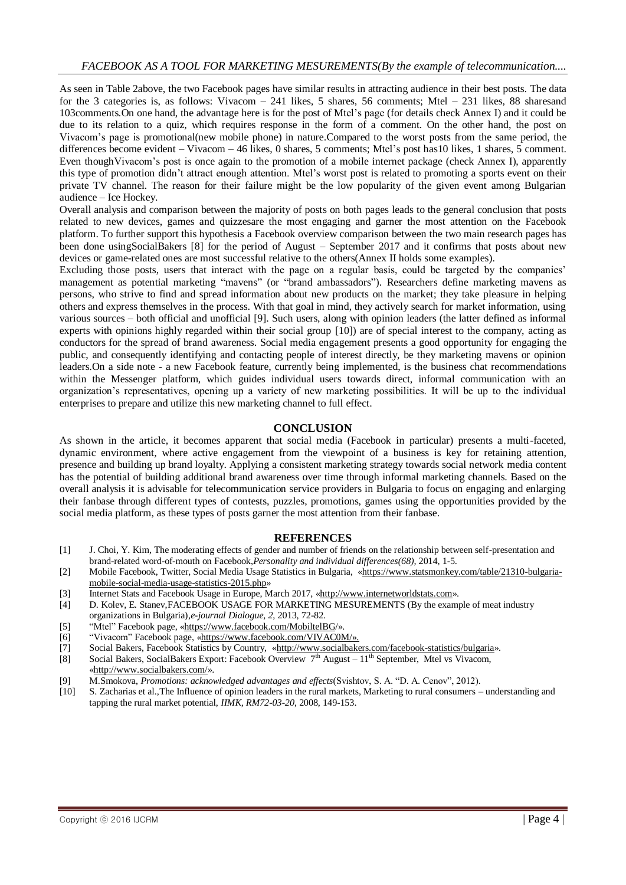As seen in Table 2above, the two Facebook pages have similar results in attracting audience in their best posts. The data for the 3 categories is, as follows: Vivacom – 241 likes, 5 shares, 56 comments; Mtel – 231 likes, 88 sharesand 103comments.On one hand, the advantage here is for the post of Mtel's page (for details check Annex I) and it could be due to its relation to a quiz, which requires response in the form of a comment. On the other hand, the post on Vivacom's page is promotional(new mobile phone) in nature.Compared to the worst posts from the same period, the differences become evident – Vivacom – 46 likes, 0 shares, 5 comments; Mtel's post has10 likes, 1 shares, 5 comment. Even thoughVivacom's post is once again to the promotion of a mobile internet package (check Annex I), apparently this type of promotion didn't attract enough attention. Mtel's worst post is related to promoting a sports event on their private TV channel. The reason for their failure might be the low popularity of the given event among Bulgarian audience – Ice Hockey.

Overall analysis and comparison between the majority of posts on both pages leads to the general conclusion that posts related to new devices, games and quizzesare the most engaging and garner the most attention on the Facebook platform. To further support this hypothesis a Facebook overview comparison between the two main research pages has been done usingSocialBakers [8] for the period of August – September 2017 and it confirms that posts about new devices or game-related ones are most successful relative to the others(Annex II holds some examples).

Excluding those posts, users that interact with the page on a regular basis, could be targeted by the companies' management as potential marketing "mavens" (or "brand ambassadors"). Researchers define marketing mavens as persons, who strive to find and spread information about new products on the market; they take pleasure in helping others and express themselves in the process. With that goal in mind, they actively search for market information, using various sources – both official and unofficial [9]. Such users, along with opinion leaders (the latter defined as informal experts with opinions highly regarded within their social group [10]) are of special interest to the company, acting as conductors for the spread of brand awareness. Social media engagement presents a good opportunity for engaging the public, and consequently identifying and contacting people of interest directly, be they marketing mavens or opinion leaders.On a side note - a new Facebook feature, currently being implemented, is the business chat recommendations within the Messenger platform, which guides individual users towards direct, informal communication with an organization's representatives, opening up a variety of new marketing possibilities. It will be up to the individual enterprises to prepare and utilize this new marketing channel to full effect.

## CONCLUSION

As shown in the article, it becomes apparent that social media (Facebook in particular) presents a multi-faceted, dynamic environment, where active engagement from the viewpoint of a business is key for retaining attention, presence and building up brand loyalty. Applying a consistent marketing strategy towards social network media content has the potential of building additional brand awareness over time through informal marketing channels. Based on the overall analysis it is advisable for telecommunication service providers in Bulgaria to focus on engaging and enlarging their fanbase through different types of contests, puzzles, promotions, games using the opportunities provided by the social media platform, as these types of posts garner the most attention from their fanbase.

## REFERENCES

[1] J. Choi, Y. Kim, The moderating effects of gender and number of friends on the relationship between self-presentation and brand-related word-of-mouth on Facebook,*Personality and individual differences(68)*, 2014, 1-5.

[2] Mobile Facebook, Twitter, Social Media Usage Statistics in Bulgaria, «https://www.statsmonkey.com/table/21310-bulgaria-mobile-social-media-usage-statistics-2015.php»

[3] Internet Stats and Facebook Usage in Europe, March 2017, «http://www.internetworldstats.com».

[4] D. Kolev, E. Stanev,FACEBOOK USAGE FOR MARKETING MESUREMENTS (By the example of meat industry organizations in Bulgaria),*e-journal Dialogue, 2*, 2013, 72-82.

[5] "Mtel" Facebook page, «https://www.facebook.com/MobiltelBG/».

[6] "Vivacom" Facebook page, «https://www.facebook.com/VIVAC0M/».

[7] Social Bakers, Facebook Statistics by Country, «http://www.socialbakers.com/facebook-statistics/bulgaria».

[8] Social Bakers, SocialBakers Export: Facebook Overview 7th August – 11th September, Mtel vs Vivacom, «http://www.socialbakers.com/».

[9] M.Smokova, *Promotions: acknowledged advantages and effects*(Svishtov, S. A. "D. A. Cenov", 2012).

[10] S. Zacharias et al.,The Influence of opinion leaders in the rural markets, Marketing to rural consumers – understanding and tapping the rural market potential, *IIMK, RM72-03-20*, 2008, 149-153.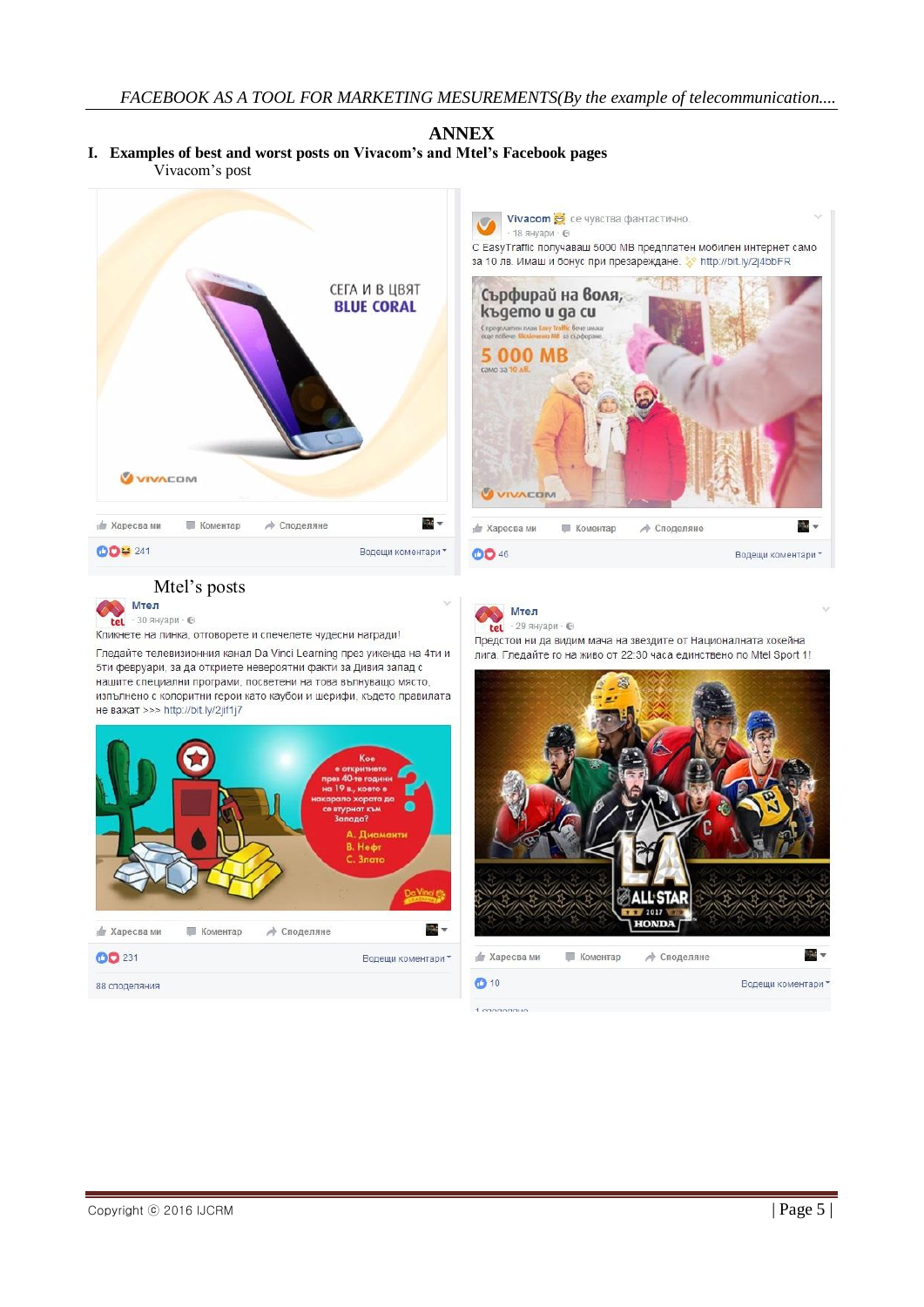# ANNEX

## I. Examples of best and worst posts on Vivacom's and Mtel's Facebook pages

Vivacom's post

СЕГА И В ЦВЯТ BLUE CORAL

VIVACOM

Харесва ми Коментар Споделяне

241 Водещи коментари

Vivacom се чувства фантастично.
· 18 януари ·

С EasyTraffic получаваш 5000 MB предплатен мобилен интернет само за 10 лв. Имаш и бонус при презареждане. http://bit.ly/2j4bbFR

Сърфирай на воля, където и да си

5 000 MB само за 10 лв.

VIVACOM

Харесва ми Коментар Споделяне

46 Водещи коментари

Mtel's posts

Мтел
· 30 януари ·

Кликнете на линка, отговорете и спечелете чудесни награди!

Гледайте телевизионния канал Da Vinci Learning през уикенда на 4ти и 5ти февруари, за да откриете невероятни факти за Дивия запад с нашите специални програми, посветени на това вълнуващо място, изпълнено с колоритни герои като каубои и шерифи, където правилата не важат >>> http://bit.ly/2jIf1j7

Кое е откритието през 40-те години на 19 в., което е накарало хората да се втурнат към Запада?
A. Диаманти
B. Нефт
C. Злато

Харесва ми Коментар Споделяне

231 Водещи коментари

88 споделяния

Мтел
· 29 януари ·

Предстои ни да видим мача на звездите от Националната хокейна лига. Гледайте го на живо от 22:30 часа единствено по Mtel Sport 1!

LA ALL STAR 2017 HONDA

Харесва ми Коментар Споделяне

10 Водещи коментари

1 споделяне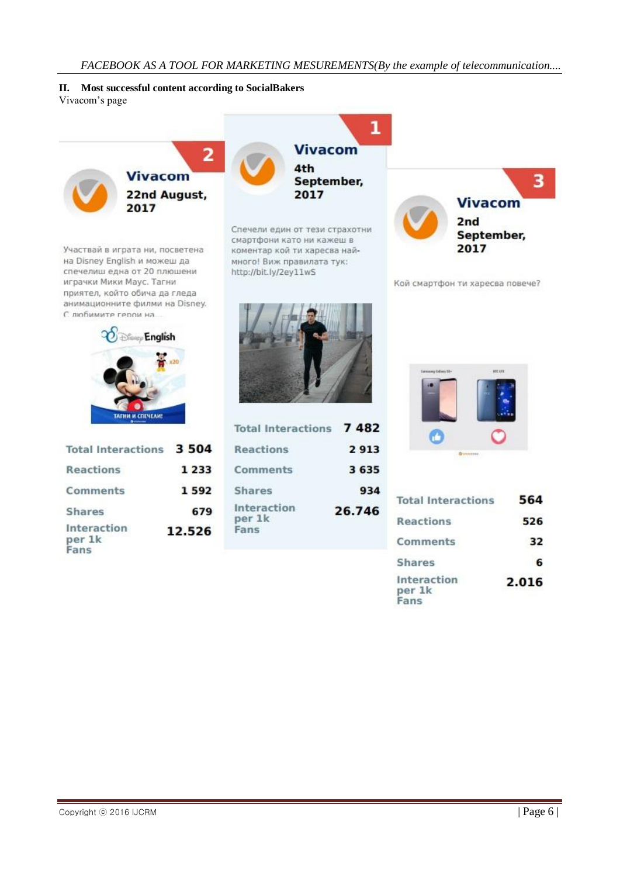## II. Most successful content according to SocialBakers

Vivacom's page

**1**

**Vivacom**

**4th September, 2017**

Спечели един от тези страхотни смартфони като ни кажеш в коментар кой ти харесва най-много! Виж правилата тук: http://bit.ly/2ey11wS

| | |
|---|---|
| Total Interactions | 7 482 |
| Reactions | 2 913 |
| Comments | 3 635 |
| Shares | 934 |
| Interaction per 1k Fans | 26.746 |

**2**

**Vivacom**

**22nd August, 2017**

Участвай в играта ни, посветена на Disney English и можеш да спечелиш една от 20 плюшени играчки Мики Маус. Тагни приятел, който обича да гледа анимационните филми на Disney. С любимите герои на...

| | |
|---|---|
| Total Interactions | 3 504 |
| Reactions | 1 233 |
| Comments | 1 592 |
| Shares | 679 |
| Interaction per 1k Fans | 12.526 |

**3**

**Vivacom**

**2nd September, 2017**

Кой смартфон ти харесва повече?

| | |
|---|---|
| Total Interactions | 564 |
| Reactions | 526 |
| Comments | 32 |
| Shares | 6 |
| Interaction per 1k Fans | 2.016 |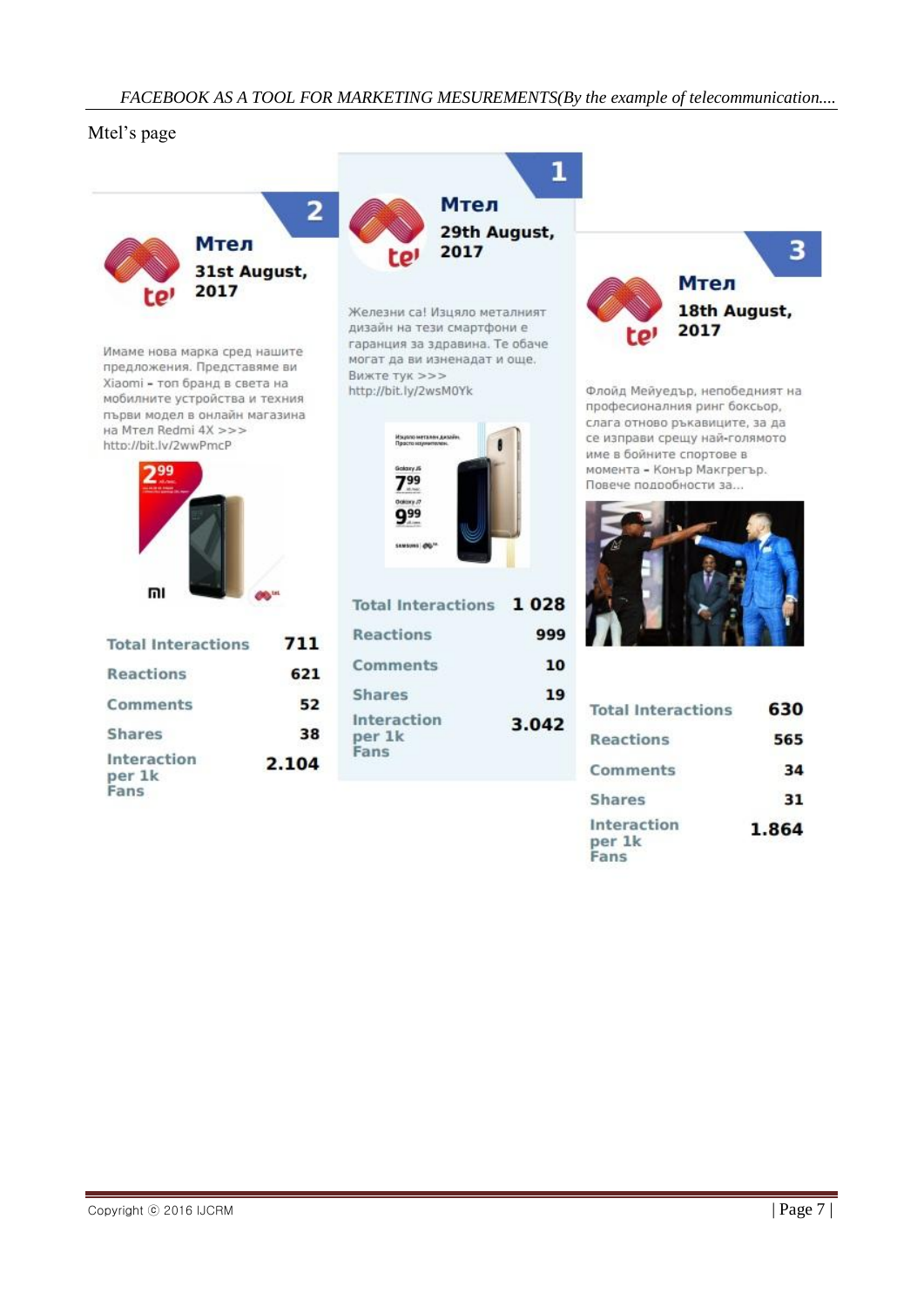Mtel's page

**1**

**Мтел**

**29th August, 2017**

Железни са! Изцяло металният дизайн на тези смартфони е гаранция за здравина. Те обаче могат да ви изненадат и още. Вижте тук >>> http://bit.ly/2wsM0Yk

| | |
|---|---|
| Total Interactions | 1 028 |
| Reactions | 999 |
| Comments | 10 |
| Shares | 19 |
| Interaction per 1k Fans | 3.042 |

**2**

**Мтел**

**31st August, 2017**

Имаме нова марка сред нашите предложения. Представяме ви Xiaomi – топ бранд в света на мобилните устройства и техния първи модел в онлайн магазина на Мтел Redmi 4X >>> http://bit.ly/2wwPmcP

| | |
|---|---|
| Total Interactions | 711 |
| Reactions | 621 |
| Comments | 52 |
| Shares | 38 |
| Interaction per 1k Fans | 2.104 |

**3**

**Мтел**

**18th August, 2017**

Флойд Мейуедър, непобедният на професионалния ринг боксьор, слага отново ръкавиците, за да се изправи срещу най-голямото име в бойните спортове в момента – Конър Макгрегър. Повече подробности за...

| | |
|---|---|
| Total Interactions | 630 |
| Reactions | 565 |
| Comments | 34 |
| Shares | 31 |
| Interaction per 1k Fans | 1.864 |